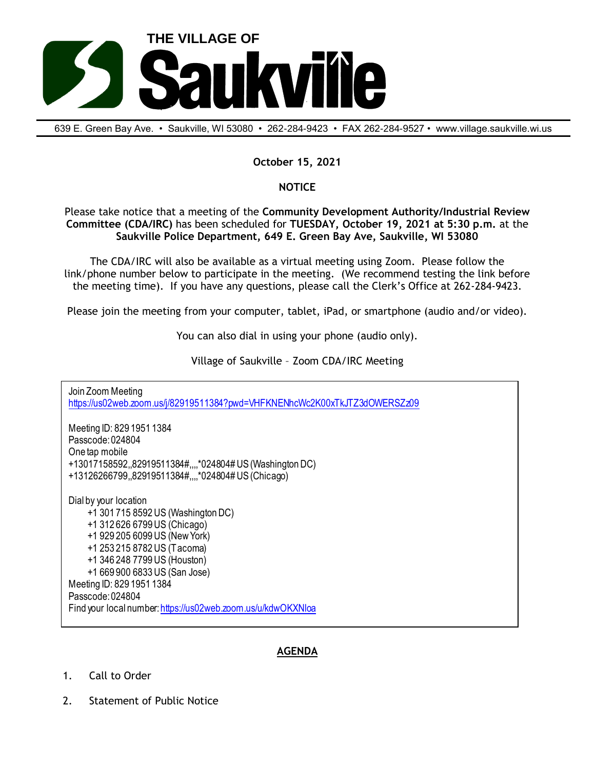# THE VILLAGE OF Saukville

639 E. Green Bay Ave. • Saukville, WI 53080 • 262-284-9423 • FAX 262-284-9527 • www.village.saukville.wi.us

**October 15, 2021**

**NOTICE**

Please take notice that a meeting of the **Community Development Authority/Industrial Review Committee (CDA/IRC)** has been scheduled for **TUESDAY, October 19, 2021 at 5:30 p.m.** at the **Saukville Police Department, 649 E. Green Bay Ave, Saukville, WI 53080**

The CDA/IRC will also be available as a virtual meeting using Zoom. Please follow the link/phone number below to participate in the meeting. (We recommend testing the link before the meeting time). If you have any questions, please call the Clerk's Office at 262-284-9423.

Please join the meeting from your computer, tablet, iPad, or smartphone (audio and/or video).

You can also dial in using your phone (audio only).

Village of Saukville – Zoom CDA/IRC Meeting

Join Zoom Meeting
https://us02web.zoom.us/j/82919511384?pwd=VHFKNENhcWc2K00xTkJTZ3dOWERSZz09

Meeting ID: 829 1951 1384
Passcode: 024804
One tap mobile
+13017158592,,82919511384#,,,,*024804# US (Washington DC)
+13126266799,,82919511384#,,,,*024804# US (Chicago)

Dial by your location
- +1 301 715 8592 US (Washington DC)
- +1 312 626 6799 US (Chicago)
- +1 929 205 6099 US (New York)
- +1 253 215 8782 US (Tacoma)
- +1 346 248 7799 US (Houston)
- +1 669 900 6833 US (San Jose)

Meeting ID: 829 1951 1384
Passcode: 024804
Find your local number: https://us02web.zoom.us/u/kdwOKXNloa

**AGENDA**

1. Call to Order
2. Statement of Public Notice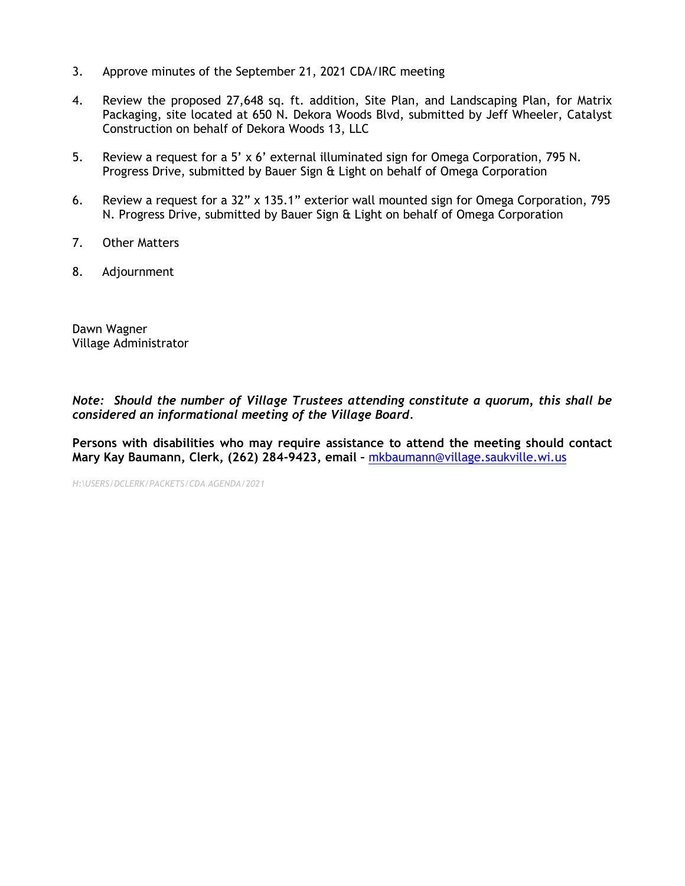3. Approve minutes of the September 21, 2021 CDA/IRC meeting

4. Review the proposed 27,648 sq. ft. addition, Site Plan, and Landscaping Plan, for Matrix Packaging, site located at 650 N. Dekora Woods Blvd, submitted by Jeff Wheeler, Catalyst Construction on behalf of Dekora Woods 13, LLC

5. Review a request for a 5' x 6' external illuminated sign for Omega Corporation, 795 N. Progress Drive, submitted by Bauer Sign & Light on behalf of Omega Corporation

6. Review a request for a 32" x 135.1" exterior wall mounted sign for Omega Corporation, 795 N. Progress Drive, submitted by Bauer Sign & Light on behalf of Omega Corporation

7. Other Matters

8. Adjournment

Dawn Wagner
Village Administrator

***Note: Should the number of Village Trustees attending constitute a quorum, this shall be considered an informational meeting of the Village Board.***

**Persons with disabilities who may require assistance to attend the meeting should contact Mary Kay Baumann, Clerk, (262) 284-9423, email – mkbaumann@village.saukville.wi.us**

*H:\USERS/DCLERK/PACKETS/CDA AGENDA/2021*